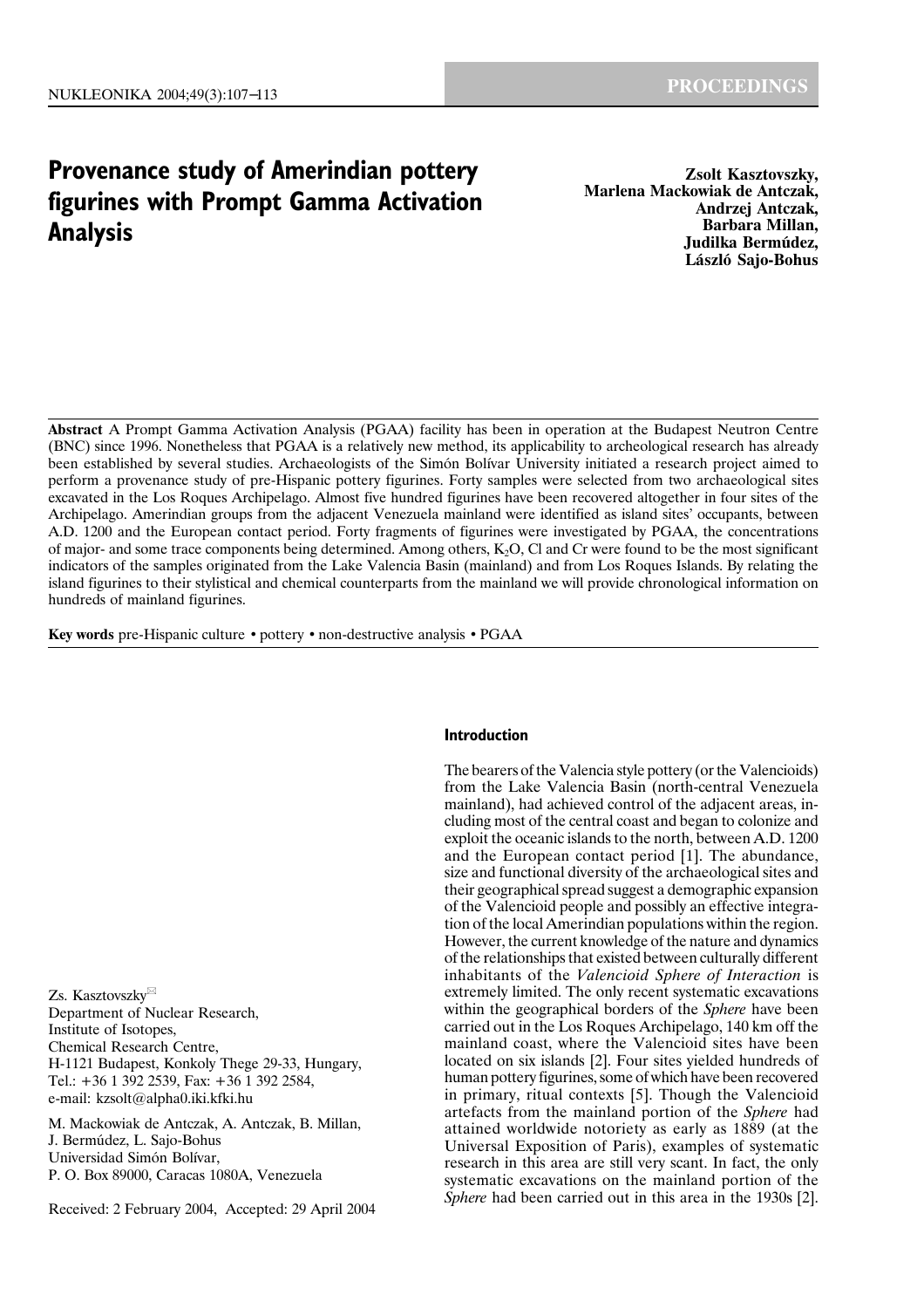# Provenance study of Amerindian pottery figurines with Prompt Gamma Activation Analysis

**Zsolt Kasztovszky, Marlena Mackowiak de Antczak, Andrzej Antczak, Barbara Millan, Judilka Bermúdez, László Sajo-Bohus**

**Abstract** A Prompt Gamma Activation Analysis (PGAA) facility has been in operation at the Budapest Neutron Centre (BNC) since 1996. Nonetheless that PGAA is a relatively new method, its applicability to archeological research has already been established by several studies. Archaeologists of the Simón Bolívar University initiated a research project aimed to perform a provenance study of pre-Hispanic pottery figurines. Forty samples were selected from two archaeological sites excavated in the Los Roques Archipelago. Almost five hundred figurines have been recovered altogether in four sites of the Archipelago. Amerindian groups from the adjacent Venezuela mainland were identified as island sites' occupants, between A.D. 1200 and the European contact period. Forty fragments of figurines were investigated by PGAA, the concentrations of major- and some trace components being determined. Among others, $K_2O$, Cl and Cr were found to be the most significant indicators of the samples originated from the Lake Valencia Basin (mainland) and from Los Roques Islands. By relating the island figurines to their stylistical and chemical counterparts from the mainland we will provide chronological information on hundreds of mainland figurines.

**Key words** pre-Hispanic culture • pottery • non-destructive analysis • PGAA

Zs. Kasztovszky
Department of Nuclear Research,
Institute of Isotopes,
Chemical Research Centre,
H-1121 Budapest, Konkoly Thege 29-33, Hungary,
Tel.: +36 1 392 2539, Fax: +36 1 392 2584,
e-mail: kzsolt@alpha0.iki.kfki.hu

M. Mackowiak de Antczak, A. Antczak, B. Millan, J. Bermúdez, L. Sajo-Bohus
Universidad Simón Bolívar,
P. O. Box 89000, Caracas 1080A, Venezuela

Received: 2 February 2004, Accepted: 29 April 2004

## Introduction

The bearers of the Valencia style pottery (or the Valencioids) from the Lake Valencia Basin (north-central Venezuela mainland), had achieved control of the adjacent areas, including most of the central coast and began to colonize and exploit the oceanic islands to the north, between A.D. 1200 and the European contact period [1]. The abundance, size and functional diversity of the archaeological sites and their geographical spread suggest a demographic expansion of the Valencioid people and possibly an effective integration of the local Amerindian populations within the region. However, the current knowledge of the nature and dynamics of the relationships that existed between culturally different inhabitants of the *Valencioid Sphere of Interaction* is extremely limited. The only recent systematic excavations within the geographical borders of the *Sphere* have been carried out in the Los Roques Archipelago, 140 km off the mainland coast, where the Valencioid sites have been located on six islands [2]. Four sites yielded hundreds of human pottery figurines, some of which have been recovered in primary, ritual contexts [5]. Though the Valencioid artefacts from the mainland portion of the *Sphere* had attained worldwide notoriety as early as 1889 (at the Universal Exposition of Paris), examples of systematic research in this area are still very scant. In fact, the only systematic excavations on the mainland portion of the *Sphere* had been carried out in this area in the 1930s [2].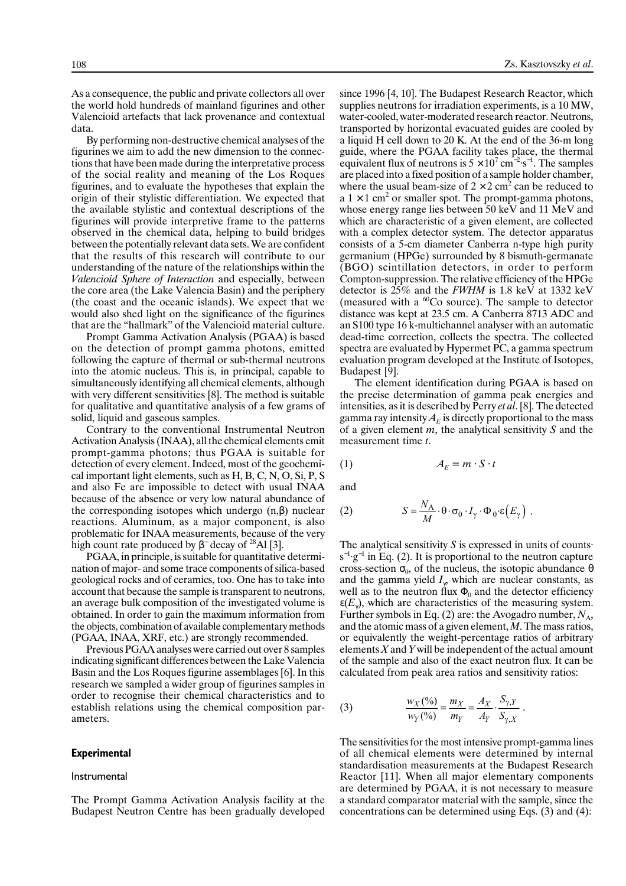As a consequence, the public and private collectors all over the world hold hundreds of mainland figurines and other Valencioid artefacts that lack provenance and contextual data.

By performing non-destructive chemical analyses of the figurines we aim to add the new dimension to the connections that have been made during the interpretative process of the social reality and meaning of the Los Roques figurines, and to evaluate the hypotheses that explain the origin of their stylistic differentiation. We expected that the available stylistic and contextual descriptions of the figurines will provide interpretive frame to the patterns observed in the chemical data, helping to build bridges between the potentially relevant data sets. We are confident that the results of this research will contribute to our understanding of the nature of the relationships within the *Valencioid Sphere of Interaction* and especially, between the core area (the Lake Valencia Basin) and the periphery (the coast and the oceanic islands). We expect that we would also shed light on the significance of the figurines that are the "hallmark" of the Valencioid material culture.

Prompt Gamma Activation Analysis (PGAA) is based on the detection of prompt gamma photons, emitted following the capture of thermal or sub-thermal neutrons into the atomic nucleus. This is, in principal, capable to simultaneously identifying all chemical elements, although with very different sensitivities [8]. The method is suitable for qualitative and quantitative analysis of a few grams of solid, liquid and gaseous samples.

Contrary to the conventional Instrumental Neutron Activation Analysis (INAA), all the chemical elements emit prompt-gamma photons; thus PGAA is suitable for detection of every element. Indeed, most of the geochemical important light elements, such as H, B, C, N, O, Si, P, S and also Fe are impossible to detect with usual INAA because of the absence or very low natural abundance of the corresponding isotopes which undergo (n,β) nuclear reactions. Aluminum, as a major component, is also problematic for INAA measurements, because of the very high count rate produced by $\beta^-$ decay of $^{28}$Al [3].

PGAA, in principle, is suitable for quantitative determination of major- and some trace components of silica-based geological rocks and of ceramics, too. One has to take into account that because the sample is transparent to neutrons, an average bulk composition of the investigated volume is obtained. In order to gain the maximum information from the objects, combination of available complementary methods (PGAA, INAA, XRF, etc.) are strongly recommended.

Previous PGAA analyses were carried out over 8 samples indicating significant differences between the Lake Valencia Basin and the Los Roques figurine assemblages [6]. In this research we sampled a wider group of figurines samples in order to recognise their chemical characteristics and to establish relations using the chemical composition parameters.

## Experimental

### Instrumental

The Prompt Gamma Activation Analysis facility at the Budapest Neutron Centre has been gradually developed since 1996 [4, 10]. The Budapest Research Reactor, which supplies neutrons for irradiation experiments, is a 10 MW, water-cooled, water-moderated research reactor. Neutrons, transported by horizontal evacuated guides are cooled by a liquid H cell down to 20 K. At the end of the 36-m long guide, where the PGAA facility takes place, the thermal equivalent flux of neutrons is $5 \times 10^7$ cm$^{-2}$·s$^{-1}$. The samples are placed into a fixed position of a sample holder chamber, where the usual beam-size of $2 \times 2$ cm$^2$ can be reduced to a $1 \times 1$ cm$^2$ or smaller spot. The prompt-gamma photons, whose energy range lies between 50 keV and 11 MeV and which are characteristic of a given element, are collected with a complex detector system. The detector apparatus consists of a 5-cm diameter Canberra n-type high purity germanium (HPGe) surrounded by 8 bismuth-germanate (BGO) scintillation detectors, in order to perform Compton-suppression. The relative efficiency of the HPGe detector is 25% and the *FWHM* is 1.8 keV at 1332 keV (measured with a $^{60}$Co source). The sample to detector distance was kept at 23.5 cm. A Canberra 8713 ADC and an S100 type 16 k-multichannel analyser with an automatic dead-time correction, collects the spectra. The collected spectra are evaluated by Hypermet PC, a gamma spectrum evaluation program developed at the Institute of Isotopes, Budapest [9].

The element identification during PGAA is based on the precise determination of gamma peak energies and intensities, as it is described by Perry *et al*. [8]. The detected gamma ray intensity $A_E$ is directly proportional to the mass of a given element $m$, the analytical sensitivity $S$ and the measurement time $t$.

$$A_E = m \cdot S \cdot t \tag{1}$$

and

$$S = \frac{N_A}{M} \cdot \theta \cdot \sigma_0 \cdot I_\gamma \cdot \Phi_0 \cdot \varepsilon\left(E_\gamma\right) . \tag{2}$$

The analytical sensitivity $S$ is expressed in units of counts·s$^{-1}$·g$^{-1}$ in Eq. (2). It is proportional to the neutron capture cross-section $\sigma_0$, of the nucleus, the isotopic abundance $\theta$ and the gamma yield $I_\gamma$, which are nuclear constants, as well as to the neutron flux $\Phi_0$ and the detector efficiency $\varepsilon(E_\gamma)$, which are characteristics of the measuring system. Further symbols in Eq. (2) are: the Avogadro number, $N_A$, and the atomic mass of a given element, $M$. The mass ratios, or equivalently the weight-percentage ratios of arbitrary elements $X$ and $Y$ will be independent of the actual amount of the sample and also of the exact neutron flux. It can be calculated from peak area ratios and sensitivity ratios:

$$\frac{w_X(\%)}{w_Y(\%)} = \frac{m_X}{m_Y} = \frac{A_X}{A_Y} \cdot \frac{S_{\gamma,Y}}{S_{\gamma,X}} . \tag{3}$$

The sensitivities for the most intensive prompt-gamma lines of all chemical elements were determined by internal standardisation measurements at the Budapest Research Reactor [11]. When all major elementary components are determined by PGAA, it is not necessary to measure a standard comparator material with the sample, since the concentrations can be determined using Eqs. (3) and (4):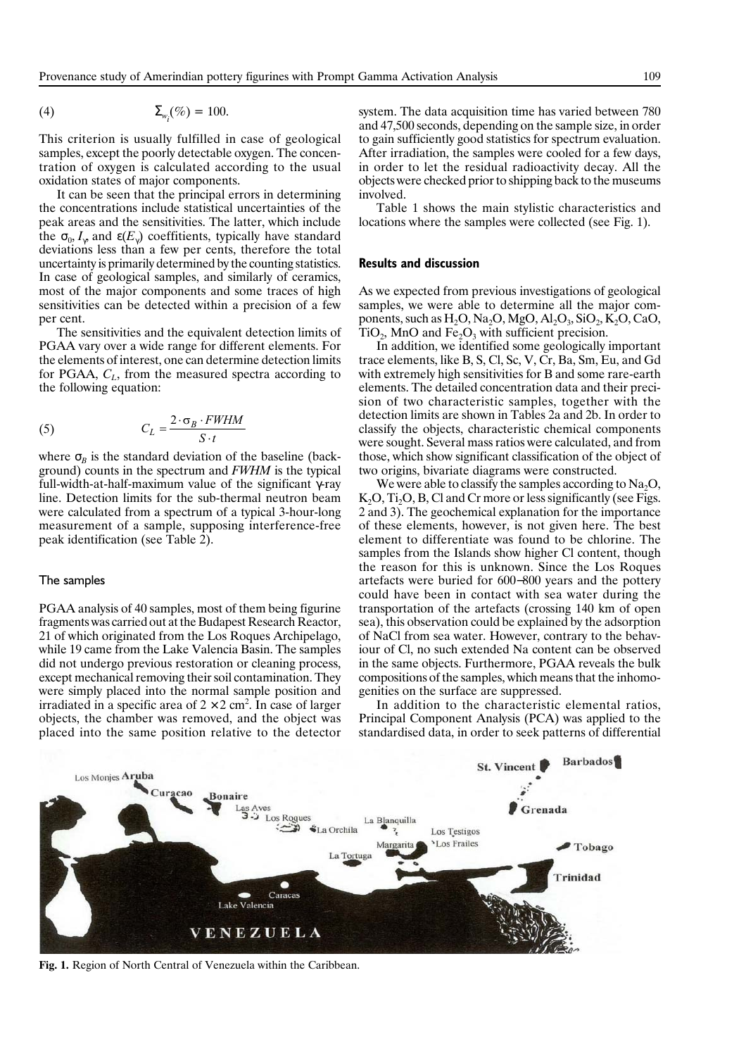$$\Sigma_{w_i}(\%) = 100. \tag{4}$$

This criterion is usually fulfilled in case of geological samples, except the poorly detectable oxygen. The concentration of oxygen is calculated according to the usual oxidation states of major components.

It can be seen that the principal errors in determining the concentrations include statistical uncertainties of the peak areas and the sensitivities. The latter, which include the $\sigma_0$, $I_\gamma$, and $\varepsilon(E_\gamma)$ coeffitients, typically have standard deviations less than a few per cents, therefore the total uncertainty is primarily determined by the counting statistics. In case of geological samples, and similarly of ceramics, most of the major components and some traces of high sensitivities can be detected within a precision of a few per cent.

The sensitivities and the equivalent detection limits of PGAA vary over a wide range for different elements. For the elements of interest, one can determine detection limits for PGAA, $C_L$, from the measured spectra according to the following equation:

$$C_L = \frac{2 \cdot \sigma_B \cdot FWHM}{S \cdot t} \tag{5}$$

where $\sigma_B$ is the standard deviation of the baseline (background) counts in the spectrum and *FWHM* is the typical full-width-at-half-maximum value of the significant γ-ray line. Detection limits for the sub-thermal neutron beam were calculated from a spectrum of a typical 3-hour-long measurement of a sample, supposing interference-free peak identification (see Table 2).

### The samples

PGAA analysis of 40 samples, most of them being figurine fragments was carried out at the Budapest Research Reactor, 21 of which originated from the Los Roques Archipelago, while 19 came from the Lake Valencia Basin. The samples did not undergo previous restoration or cleaning process, except mechanical removing their soil contamination. They were simply placed into the normal sample position and irradiated in a specific area of 2 × 2 cm². In case of larger objects, the chamber was removed, and the object was placed into the same position relative to the detector system. The data acquisition time has varied between 780 and 47,500 seconds, depending on the sample size, in order to gain sufficiently good statistics for spectrum evaluation. After irradiation, the samples were cooled for a few days, in order to let the residual radioactivity decay. All the objects were checked prior to shipping back to the museums involved.

Table 1 shows the main stylistic characteristics and locations where the samples were collected (see Fig. 1).

## Results and discussion

As we expected from previous investigations of geological samples, we were able to determine all the major components, such as $H_2O$, $Na_2O$, $MgO$, $Al_2O_3$, $SiO_2$, $K_2O$, $CaO$, $TiO_2$, $MnO$ and $Fe_2O_3$ with sufficient precision.

In addition, we identified some geologically important trace elements, like B, S, Cl, Sc, V, Cr, Ba, Sm, Eu, and Gd with extremely high sensitivities for B and some rare-earth elements. The detailed concentration data and their precision of two characteristic samples, together with the detection limits are shown in Tables 2a and 2b. In order to classify the objects, characteristic chemical components were sought. Several mass ratios were calculated, and from those, which show significant classification of the object of two origins, bivariate diagrams were constructed.

We were able to classify the samples according to $Na_2O$, $K_2O$, $Ti_2O$, B, Cl and Cr more or less significantly (see Figs. 2 and 3). The geochemical explanation for the importance of these elements, however, is not given here. The best element to differentiate was found to be chlorine. The samples from the Islands show higher Cl content, though the reason for this is unknown. Since the Los Roques artefacts were buried for 600–800 years and the pottery could have been in contact with sea water during the transportation of the artefacts (crossing 140 km of open sea), this observation could be explained by the adsorption of NaCl from sea water. However, contrary to the behaviour of Cl, no such extended Na content can be observed in the same objects. Furthermore, PGAA reveals the bulk compositions of the samples, which means that the inhomogenities on the surface are suppressed.

In addition to the characteristic elemental ratios, Principal Component Analysis (PCA) was applied to the standardised data, in order to seek patterns of differential

**Fig. 1.** Region of North Central of Venezuela within the Caribbean.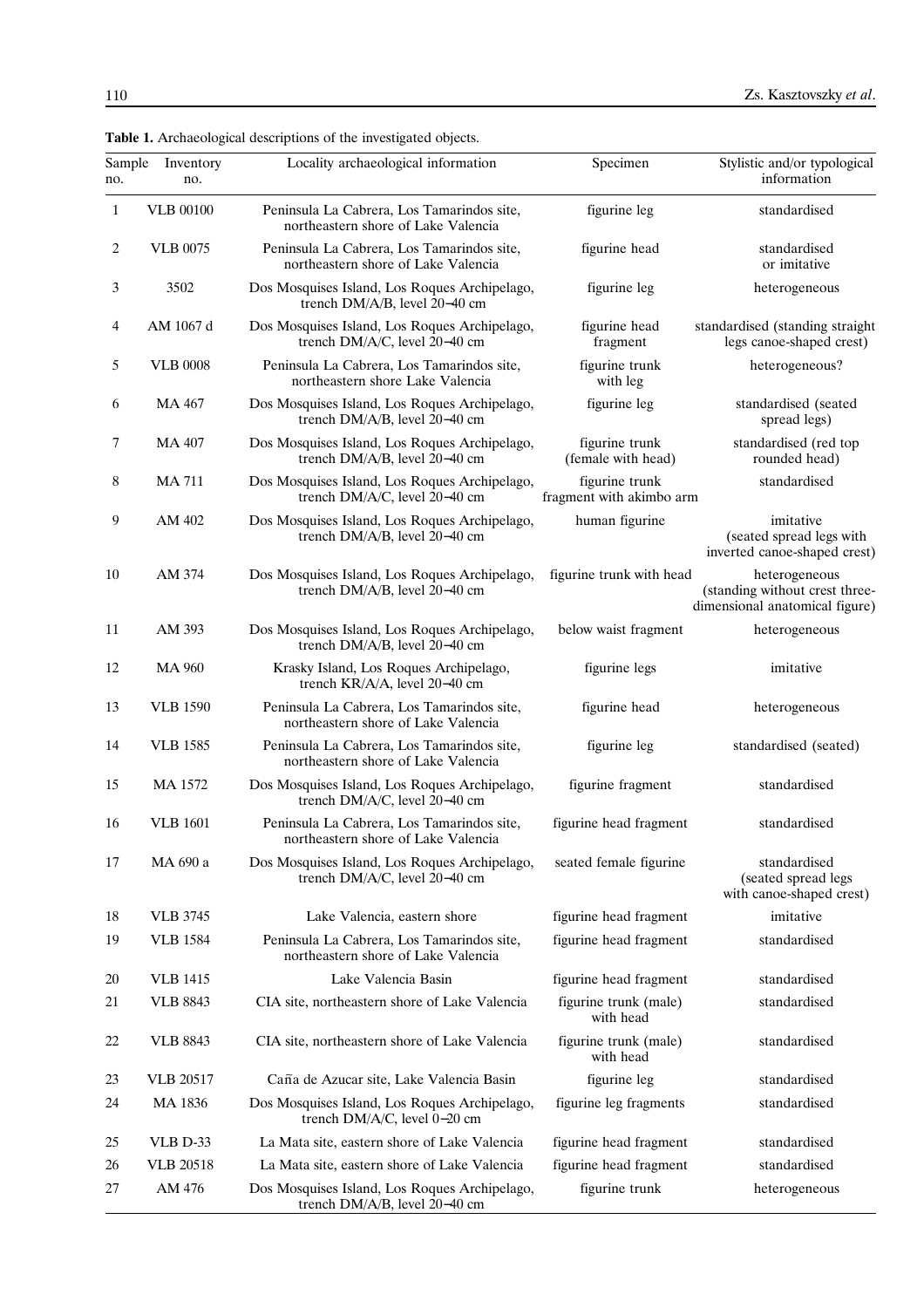**Table 1.** Archaeological descriptions of the investigated objects.

| Sample no. | Inventory no. | Locality archaeological information | Specimen | Stylistic and/or typological information |
|---|---|---|---|---|
| 1 | VLB 00100 | Peninsula La Cabrera, Los Tamarindos site, northeastern shore of Lake Valencia | figurine leg | standardised |
| 2 | VLB 0075 | Peninsula La Cabrera, Los Tamarindos site, northeastern shore of Lake Valencia | figurine head | standardised or imitative |
| 3 | 3502 | Dos Mosquises Island, Los Roques Archipelago, trench DM/A/B, level 20–40 cm | figurine leg | heterogeneous |
| 4 | AM 1067 d | Dos Mosquises Island, Los Roques Archipelago, trench DM/A/C, level 20–40 cm | figurine head fragment | standardised (standing straight legs canoe-shaped crest) |
| 5 | VLB 0008 | Peninsula La Cabrera, Los Tamarindos site, northeastern shore Lake Valencia | figurine trunk with leg | heterogeneous? |
| 6 | MA 467 | Dos Mosquises Island, Los Roques Archipelago, trench DM/A/B, level 20–40 cm | figurine leg | standardised (seated spread legs) |
| 7 | MA 407 | Dos Mosquises Island, Los Roques Archipelago, trench DM/A/B, level 20–40 cm | figurine trunk (female with head) | standardised (red top rounded head) |
| 8 | MA 711 | Dos Mosquises Island, Los Roques Archipelago, trench DM/A/C, level 20–40 cm | figurine trunk fragment with akimbo arm | standardised |
| 9 | AM 402 | Dos Mosquises Island, Los Roques Archipelago, trench DM/A/B, level 20–40 cm | human figurine | imitative (seated spread legs with inverted canoe-shaped crest) |
| 10 | AM 374 | Dos Mosquises Island, Los Roques Archipelago, trench DM/A/B, level 20–40 cm | figurine trunk with head | heterogeneous (standing without crest three-dimensional anatomical figure) |
| 11 | AM 393 | Dos Mosquises Island, Los Roques Archipelago, trench DM/A/B, level 20–40 cm | below waist fragment | heterogeneous |
| 12 | MA 960 | Krasky Island, Los Roques Archipelago, trench KR/A/A, level 20–40 cm | figurine legs | imitative |
| 13 | VLB 1590 | Peninsula La Cabrera, Los Tamarindos site, northeastern shore of Lake Valencia | figurine head | heterogeneous |
| 14 | VLB 1585 | Peninsula La Cabrera, Los Tamarindos site, northeastern shore of Lake Valencia | figurine leg | standardised (seated) |
| 15 | MA 1572 | Dos Mosquises Island, Los Roques Archipelago, trench DM/A/C, level 20–40 cm | figurine fragment | standardised |
| 16 | VLB 1601 | Peninsula La Cabrera, Los Tamarindos site, northeastern shore of Lake Valencia | figurine head fragment | standardised |
| 17 | MA 690 a | Dos Mosquises Island, Los Roques Archipelago, trench DM/A/C, level 20–40 cm | seated female figurine | standardised (seated spread legs with canoe-shaped crest) |
| 18 | VLB 3745 | Lake Valencia, eastern shore | figurine head fragment | imitative |
| 19 | VLB 1584 | Peninsula La Cabrera, Los Tamarindos site, northeastern shore of Lake Valencia | figurine head fragment | standardised |
| 20 | VLB 1415 | Lake Valencia Basin | figurine head fragment | standardised |
| 21 | VLB 8843 | CIA site, northeastern shore of Lake Valencia | figurine trunk (male) with head | standardised |
| 22 | VLB 8843 | CIA site, northeastern shore of Lake Valencia | figurine trunk (male) with head | standardised |
| 23 | VLB 20517 | Caña de Azucar site, Lake Valencia Basin | figurine leg | standardised |
| 24 | MA 1836 | Dos Mosquises Island, Los Roques Archipelago, trench DM/A/C, level 0–20 cm | figurine leg fragments | standardised |
| 25 | VLB D-33 | La Mata site, eastern shore of Lake Valencia | figurine head fragment | standardised |
| 26 | VLB 20518 | La Mata site, eastern shore of Lake Valencia | figurine head fragment | standardised |
| 27 | AM 476 | Dos Mosquises Island, Los Roques Archipelago, trench DM/A/B, level 20–40 cm | figurine trunk | heterogeneous |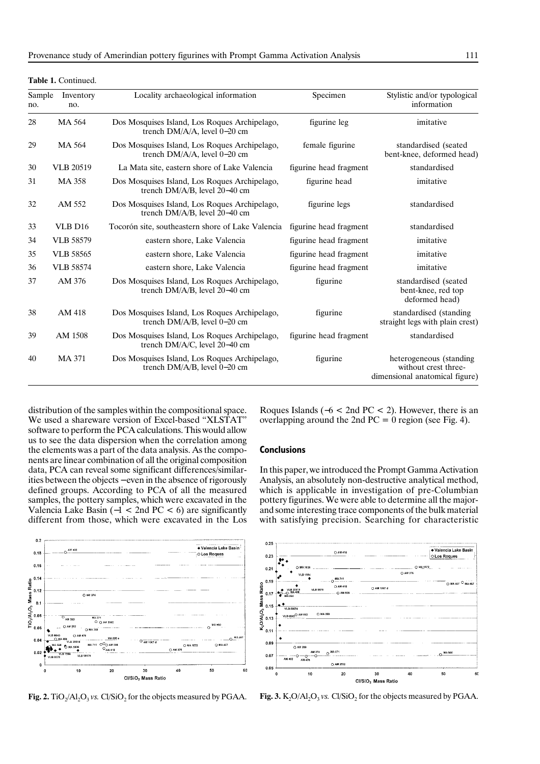**Table 1.** Continued.

| Sample no. | Inventory no. | Locality archaeological information | Specimen | Stylistic and/or typological information |
|---|---|---|---|---|
| 28 | MA 564 | Dos Mosquises Island, Los Roques Archipelago, trench DM/A/A, level 0–20 cm | figurine leg | imitative |
| 29 | MA 564 | Dos Mosquises Island, Los Roques Archipelago, trench DM/A/A, level 0–20 cm | female figurine | standardised (seated bent-knee, deformed head) |
| 30 | VLB 20519 | La Mata site, eastern shore of Lake Valencia | figurine head fragment | standardised |
| 31 | MA 358 | Dos Mosquises Island, Los Roques Archipelago, trench DM/A/B, level 20–40 cm | figurine head | imitative |
| 32 | AM 552 | Dos Mosquises Island, Los Roques Archipelago, trench DM/A/B, level 20–40 cm | figurine legs | standardised |
| 33 | VLB D16 | Tocorón site, southeastern shore of Lake Valencia | figurine head fragment | standardised |
| 34 | VLB 58579 | eastern shore, Lake Valencia | figurine head fragment | imitative |
| 35 | VLB 58565 | eastern shore, Lake Valencia | figurine head fragment | imitative |
| 36 | VLB 58574 | eastern shore, Lake Valencia | figurine head fragment | imitative |
| 37 | AM 376 | Dos Mosquises Island, Los Roques Archipelago, trench DM/A/B, level 20–40 cm | figurine | standardised (seated bent-knee, red top deformed head) |
| 38 | AM 418 | Dos Mosquises Island, Los Roques Archipelago, trench DM/A/B, level 0–20 cm | figurine | standardised (standing straight legs with plain crest) |
| 39 | AM 1508 | Dos Mosquises Island, Los Roques Archipelago, trench DM/A/C, level 20–40 cm | figurine head fragment | standardised |
| 40 | MA 371 | Dos Mosquises Island, Los Roques Archipelago, trench DM/A/B, level 0–20 cm | figurine | heterogeneous (standing without crest three-dimensional anatomical figure) |

distribution of the samples within the compositional space. We used a shareware version of Excel-based "XLSTAT" software to perform the PCA calculations. This would allow us to see the data dispersion when the correlation among the elements was a part of the data analysis. As the components are linear combination of all the original composition data, PCA can reveal some significant differences/similarities between the objects –even in the absence of rigorously defined groups. According to PCA of all the measured samples, the pottery samples, which were excavated in the Valencia Lake Basin ($-1 <$ 2nd PC $< 6$) are significantly different from those, which were excavated in the Los Roques Islands ($-6 <$ 2nd PC $< 2$). However, there is an overlapping around the 2nd PC $= 0$ region (see Fig. 4).

## Conclusions

In this paper, we introduced the Prompt Gamma Activation Analysis, an absolutely non-destructive analytical method, which is applicable in investigation of pre-Columbian pottery figurines. We were able to determine all the major- and some interesting trace components of the bulk material with satisfying precision. Searching for characteristic

**Fig. 2.** $TiO_2/Al_2O_3$ *vs.* $Cl/SiO_2$ for the objects measured by PGAA.

**Fig. 3.** $K_2O/Al_2O_3$ *vs.* $Cl/SiO_2$ for the objects measured by PGAA.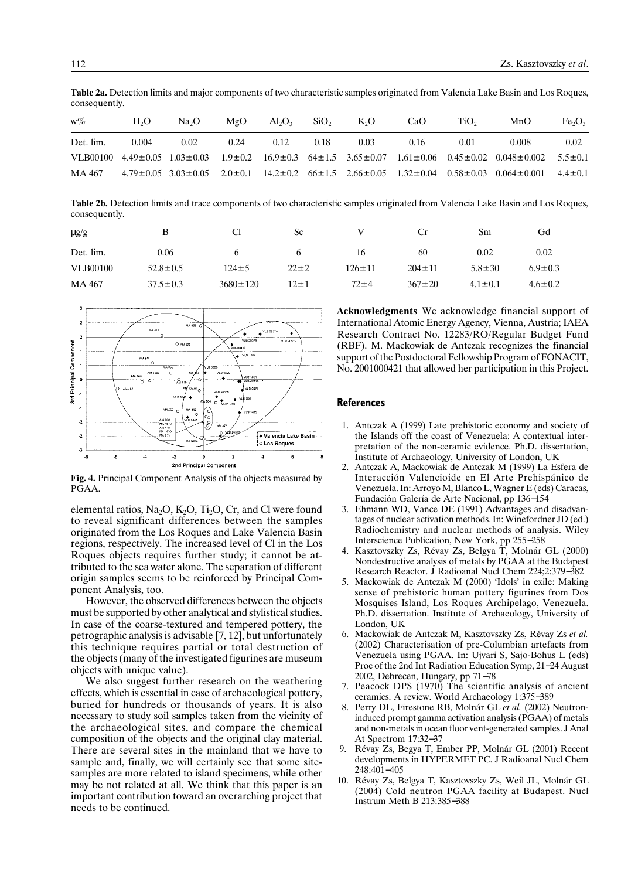**Table 2a.** Detection limits and major components of two characteristic samples originated from Valencia Lake Basin and Los Roques, consequently.

| w% | $H_2O$ | $Na_2O$ | MgO | $Al_2O_3$ | $SiO_2$ | $K_2O$ | CaO | $TiO_2$ | MnO | $Fe_2O_3$ |
|---|---|---|---|---|---|---|---|---|---|---|
| Det. lim. | 0.004 | 0.02 | 0.24 | 0.12 | 0.18 | 0.03 | 0.16 | 0.01 | 0.008 | 0.02 |
| VLB00100 | 4.49±0.05 | 1.03±0.03 | 1.9±0.2 | 16.9±0.3 | 64±1.5 | 3.65±0.07 | 1.61±0.06 | 0.45±0.02 | 0.048±0.002 | 5.5±0.1 |
| MA 467 | 4.79±0.05 | 3.03±0.05 | 2.0±0.1 | 14.2±0.2 | 66±1.5 | 2.66±0.05 | 1.32±0.04 | 0.58±0.03 | 0.064±0.001 | 4.4±0.1 |

**Table 2b.** Detection limits and trace components of two characteristic samples originated from Valencia Lake Basin and Los Roques, consequently.

| μg/g | B | Cl | Sc | V | Cr | Sm | Gd |
|---|---|---|---|---|---|---|---|
| Det. lim. | 0.06 | 6 | 6 | 16 | 60 | 0.02 | 0.02 |
| VLB00100 | 52.8±0.5 | 124±5 | 22±2 | 126±11 | 204±11 | 5.8±30 | 6.9±0.3 |
| MA 467 | 37.5±0.3 | 3680±120 | 12±1 | 72±4 | 367±20 | 4.1±0.1 | 4.6±0.2 |

**Fig. 4.** Principal Component Analysis of the objects measured by PGAA.

elemental ratios, $Na_2O$, $K_2O$, $Ti_2O$, Cr, and Cl were found to reveal significant differences between the samples originated from the Los Roques and Lake Valencia Basin regions, respectively. The increased level of Cl in the Los Roques objects requires further study; it cannot be attributed to the sea water alone. The separation of different origin samples seems to be reinforced by Principal Component Analysis, too.

However, the observed differences between the objects must be supported by other analytical and stylistical studies. In case of the coarse-textured and tempered pottery, the petrographic analysis is advisable [7, 12], but unfortunately this technique requires partial or total destruction of the objects (many of the investigated figurines are museum objects with unique value).

We also suggest further research on the weathering effects, which is essential in case of archaeological pottery, buried for hundreds or thousands of years. It is also necessary to study soil samples taken from the vicinity of the archaeological sites, and compare the chemical composition of the objects and the original clay material. There are several sites in the mainland that we have to sample and, finally, we will certainly see that some site-samples are more related to island specimens, while other may be not related at all. We think that this paper is an important contribution toward an overarching project that needs to be continued.

**Acknowledgments** We acknowledge financial support of International Atomic Energy Agency, Vienna, Austria; IAEA Research Contract No. 12283/RO/Regular Budget Fund (RBF). M. Mackowiak de Antczak recognizes the financial support of the Postdoctoral Fellowship Program of FONACIT, No. 2001000421 that allowed her participation in this Project.

## References

1. Antczak A (1999) Late prehistoric economy and society of the Islands off the coast of Venezuela: A contextual interpretation of the non-ceramic evidence. Ph.D. dissertation, Institute of Archaeology, University of London, UK
2. Antczak A, Mackowiak de Antczak M (1999) La Esfera de Interacción Valencioide en El Arte Prehispánico de Venezuela. In: Arroyo M, Blanco L, Wagner E (eds) Caracas, Fundación Galería de Arte Nacional, pp 136–154
3. Ehmann WD, Vance DE (1991) Advantages and disadvantages of nuclear activation methods. In: Winefordner JD (ed.) Radiochemistry and nuclear methods of analysis. Wiley Interscience Publication, New York, pp 255–258
4. Kasztovszky Zs, Révay Zs, Belgya T, Molnár GL (2000) Nondestructive analysis of metals by PGAA at the Budapest Research Reactor. J Radioanal Nucl Chem 224;2:379–382
5. Mackowiak de Antczak M (2000) 'Idols' in exile: Making sense of prehistoric human pottery figurines from Dos Mosquises Island, Los Roques Archipelago, Venezuela. Ph.D. dissertation. Institute of Archaeology, University of London, UK
6. Mackowiak de Antczak M, Kasztovszky Zs, Révay Zs *et al.* (2002) Characterisation of pre-Columbian artefacts from Venezuela using PGAA. In: Ujvari S, Sajo-Bohus L (eds) Proc of the 2nd Int Radiation Education Symp, 21–24 August 2002, Debrecen, Hungary, pp 71–78
7. Peacock DPS (1970) The scientific analysis of ancient ceramics. A review. World Archaeology 1:375–389
8. Perry DL, Firestone RB, Molnár GL *et al.* (2002) Neutron-induced prompt gamma activation analysis (PGAA) of metals and non-metals in ocean floor vent-generated samples. J Anal At Spectrom 17:32–37
9. Révay Zs, Begya T, Ember PP, Molnár GL (2001) Recent developments in HYPERMET PC. J Radioanal Nucl Chem 248:401–405
10. Révay Zs, Belgya T, Kasztovszky Zs, Weil JL, Molnár GL (2004) Cold neutron PGAA facility at Budapest. Nucl Instrum Meth B 213:385–388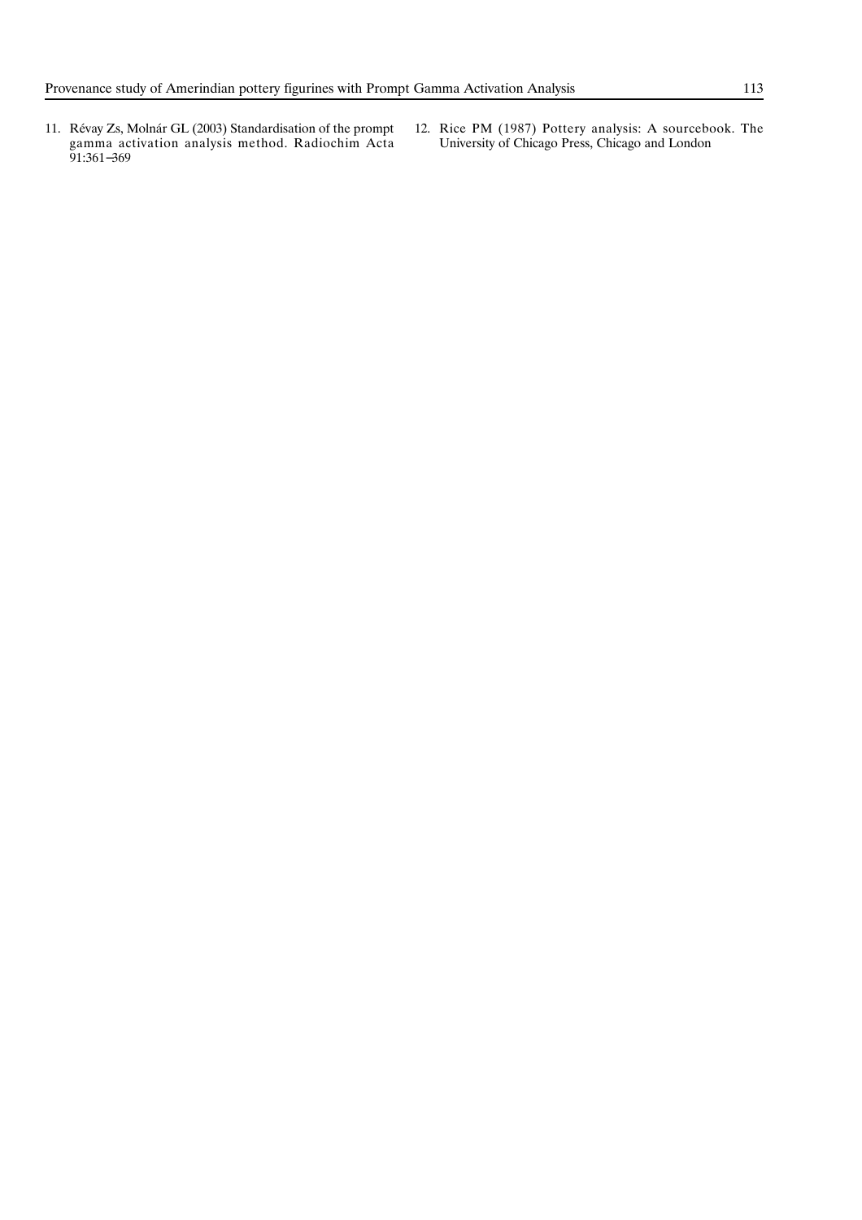11. Révay Zs, Molnár GL (2003) Standardisation of the prompt gamma activation analysis method. Radiochim Acta 91:361–369
12. Rice PM (1987) Pottery analysis: A sourcebook. The University of Chicago Press, Chicago and London